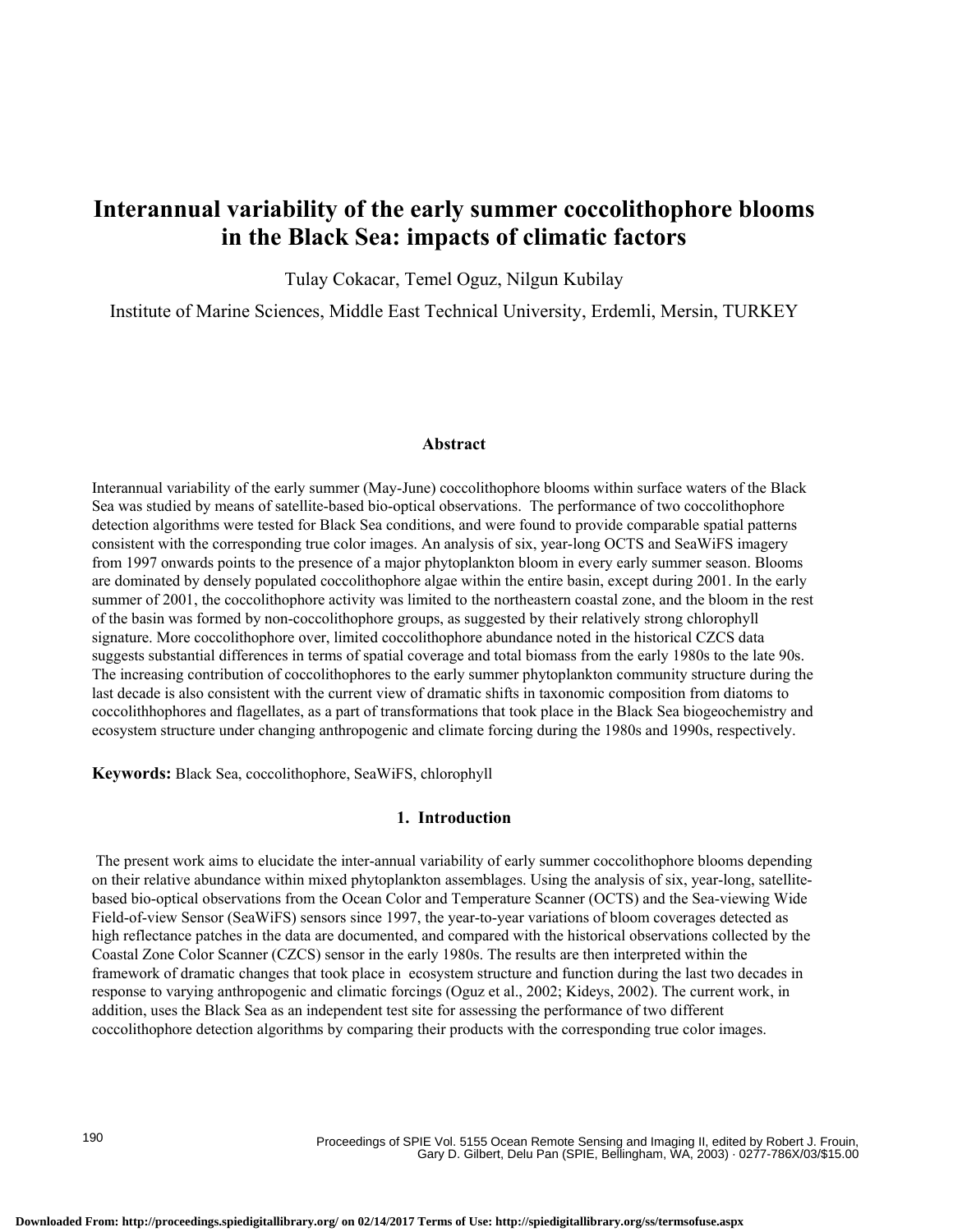# Interannual variability of the early summer coccolithophore blooms in the Black Sea: impacts of climatic factors

Tulay Cokacar, Temel Oguz, Nilgun Kubilay

Institute of Marine Sciences, Middle East Technical University, Erdemli, Mersin, TURKEY

## Abstract

Interannual variability of the early summer (May-June) coccolithophore blooms within surface waters of the Black Sea was studied by means of satellite-based bio-optical observations. The performance of two coccolithophore detection algorithms were tested for Black Sea conditions, and were found to provide comparable spatial patterns consistent with the corresponding true color images. An analysis of six, year-long OCTS and SeaWiFS imagery from 1997 onwards points to the presence of a major phytoplankton bloom in every early summer season. Blooms are dominated by densely populated coccolithophore algae within the entire basin, except during 2001. In the early summer of 2001, the coccolithophore activity was limited to the northeastern coastal zone, and the bloom in the rest of the basin was formed by non-coccolithophore groups, as suggested by their relatively strong chlorophyll signature. More coccolithophore over, limited coccolithophore abundance noted in the historical CZCS data suggests substantial differences in terms of spatial coverage and total biomass from the early 1980s to the late 90s. The increasing contribution of coccolithophores to the early summer phytoplankton community structure during the last decade is also consistent with the current view of dramatic shifts in taxonomic composition from diatoms to coccolithhophores and flagellates, as a part of transformations that took place in the Black Sea biogeochemistry and ecosystem structure under changing anthropogenic and climate forcing during the 1980s and 1990s, respectively.

**Keywords:** Black Sea, coccolithophore, SeaWiFS, chlorophyll

## 1. Introduction

The present work aims to elucidate the inter-annual variability of early summer coccolithophore blooms depending on their relative abundance within mixed phytoplankton assemblages. Using the analysis of six, year-long, satellite-based bio-optical observations from the Ocean Color and Temperature Scanner (OCTS) and the Sea-viewing Wide Field-of-view Sensor (SeaWiFS) sensors since 1997, the year-to-year variations of bloom coverages detected as high reflectance patches in the data are documented, and compared with the historical observations collected by the Coastal Zone Color Scanner (CZCS) sensor in the early 1980s. The results are then interpreted within the framework of dramatic changes that took place in ecosystem structure and function during the last two decades in response to varying anthropogenic and climatic forcings (Oguz et al., 2002; Kideys, 2002). The current work, in addition, uses the Black Sea as an independent test site for assessing the performance of two different coccolithophore detection algorithms by comparing their products with the corresponding true color images.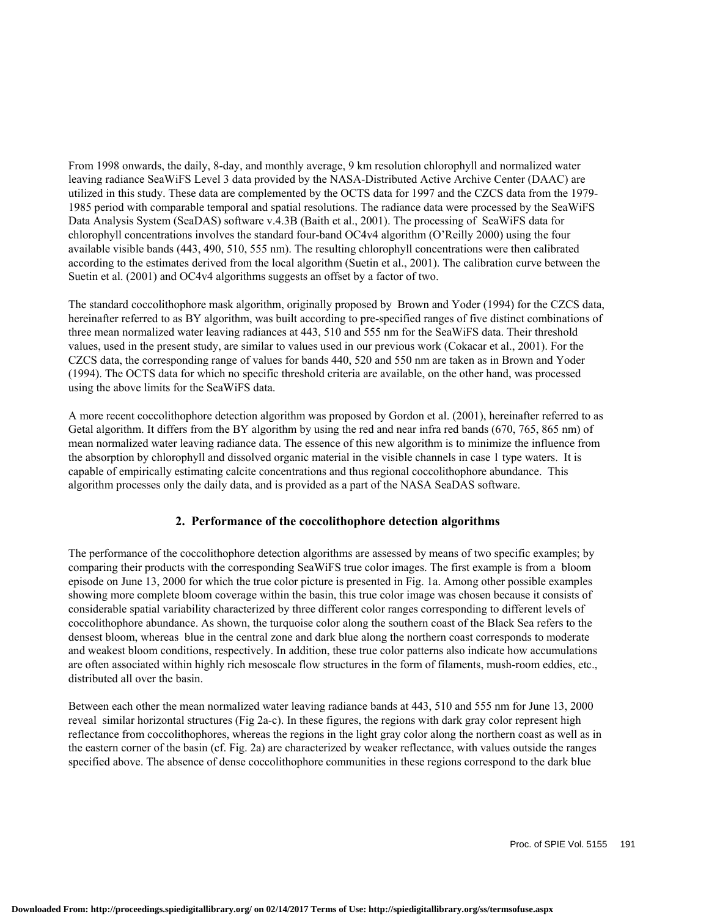From 1998 onwards, the daily, 8-day, and monthly average, 9 km resolution chlorophyll and normalized water leaving radiance SeaWiFS Level 3 data provided by the NASA-Distributed Active Archive Center (DAAC) are utilized in this study. These data are complemented by the OCTS data for 1997 and the CZCS data from the 1979-1985 period with comparable temporal and spatial resolutions. The radiance data were processed by the SeaWiFS Data Analysis System (SeaDAS) software v.4.3B (Baith et al., 2001). The processing of SeaWiFS data for chlorophyll concentrations involves the standard four-band OC4v4 algorithm (O'Reilly 2000) using the four available visible bands (443, 490, 510, 555 nm). The resulting chlorophyll concentrations were then calibrated according to the estimates derived from the local algorithm (Suetin et al., 2001). The calibration curve between the Suetin et al. (2001) and OC4v4 algorithms suggests an offset by a factor of two.

The standard coccolithophore mask algorithm, originally proposed by Brown and Yoder (1994) for the CZCS data, hereinafter referred to as BY algorithm, was built according to pre-specified ranges of five distinct combinations of three mean normalized water leaving radiances at 443, 510 and 555 nm for the SeaWiFS data. Their threshold values, used in the present study, are similar to values used in our previous work (Cokacar et al., 2001). For the CZCS data, the corresponding range of values for bands 440, 520 and 550 nm are taken as in Brown and Yoder (1994). The OCTS data for which no specific threshold criteria are available, on the other hand, was processed using the above limits for the SeaWiFS data.

A more recent coccolithophore detection algorithm was proposed by Gordon et al. (2001), hereinafter referred to as Getal algorithm. It differs from the BY algorithm by using the red and near infra red bands (670, 765, 865 nm) of mean normalized water leaving radiance data. The essence of this new algorithm is to minimize the influence from the absorption by chlorophyll and dissolved organic material in the visible channels in case 1 type waters. It is capable of empirically estimating calcite concentrations and thus regional coccolithophore abundance. This algorithm processes only the daily data, and is provided as a part of the NASA SeaDAS software.

## 2. Performance of the coccolithophore detection algorithms

The performance of the coccolithophore detection algorithms are assessed by means of two specific examples; by comparing their products with the corresponding SeaWiFS true color images. The first example is from a bloom episode on June 13, 2000 for which the true color picture is presented in Fig. 1a. Among other possible examples showing more complete bloom coverage within the basin, this true color image was chosen because it consists of considerable spatial variability characterized by three different color ranges corresponding to different levels of coccolithophore abundance. As shown, the turquoise color along the southern coast of the Black Sea refers to the densest bloom, whereas blue in the central zone and dark blue along the northern coast corresponds to moderate and weakest bloom conditions, respectively. In addition, these true color patterns also indicate how accumulations are often associated within highly rich mesoscale flow structures in the form of filaments, mush-room eddies, etc., distributed all over the basin.

Between each other the mean normalized water leaving radiance bands at 443, 510 and 555 nm for June 13, 2000 reveal similar horizontal structures (Fig 2a-c). In these figures, the regions with dark gray color represent high reflectance from coccolithophores, whereas the regions in the light gray color along the northern coast as well as in the eastern corner of the basin (cf. Fig. 2a) are characterized by weaker reflectance, with values outside the ranges specified above. The absence of dense coccolithophore communities in these regions correspond to the dark blue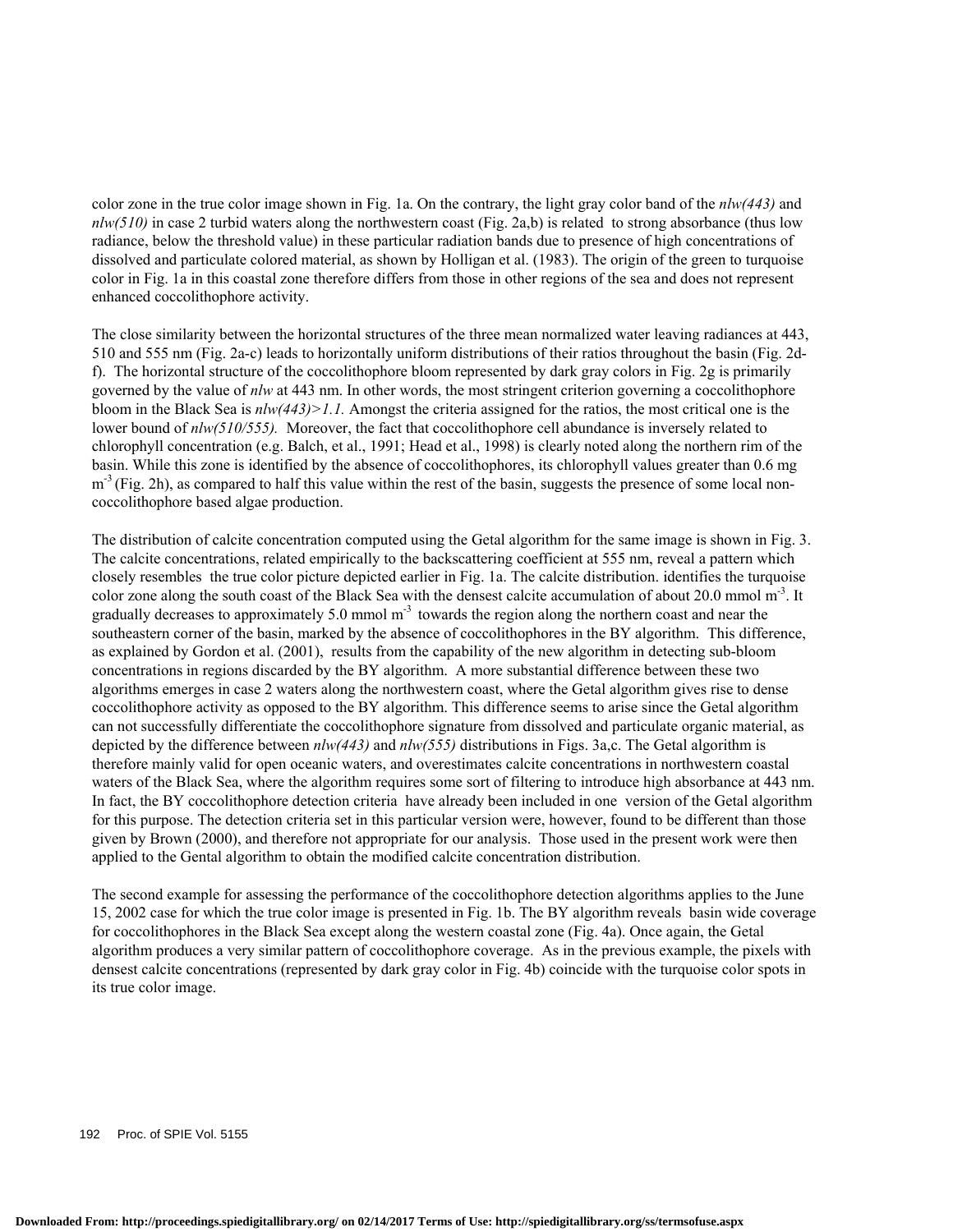color zone in the true color image shown in Fig. 1a. On the contrary, the light gray color band of the *nlw(443)* and *nlw(510)* in case 2 turbid waters along the northwestern coast (Fig. 2a,b) is related to strong absorbance (thus low radiance, below the threshold value) in these particular radiation bands due to presence of high concentrations of dissolved and particulate colored material, as shown by Holligan et al. (1983). The origin of the green to turquoise color in Fig. 1a in this coastal zone therefore differs from those in other regions of the sea and does not represent enhanced coccolithophore activity.

The close similarity between the horizontal structures of the three mean normalized water leaving radiances at 443, 510 and 555 nm (Fig. 2a-c) leads to horizontally uniform distributions of their ratios throughout the basin (Fig. 2d-f). The horizontal structure of the coccolithophore bloom represented by dark gray colors in Fig. 2g is primarily governed by the value of *nlw* at 443 nm. In other words, the most stringent criterion governing a coccolithophore bloom in the Black Sea is $nlw(443) > 1.1$. Amongst the criteria assigned for the ratios, the most critical one is the lower bound of *nlw(510/555).* Moreover, the fact that coccolithophore cell abundance is inversely related to chlorophyll concentration (e.g. Balch, et al., 1991; Head et al., 1998) is clearly noted along the northern rim of the basin. While this zone is identified by the absence of coccolithophores, its chlorophyll values greater than 0.6 mg $m^{-3}$ (Fig. 2h), as compared to half this value within the rest of the basin, suggests the presence of some local non-coccolithophore based algae production.

The distribution of calcite concentration computed using the Getal algorithm for the same image is shown in Fig. 3. The calcite concentrations, related empirically to the backscattering coefficient at 555 nm, reveal a pattern which closely resembles the true color picture depicted earlier in Fig. 1a. The calcite distribution. identifies the turquoise color zone along the south coast of the Black Sea with the densest calcite accumulation of about 20.0 mmol $m^{-3}$. It gradually decreases to approximately 5.0 mmol $m^{-3}$ towards the region along the northern coast and near the southeastern corner of the basin, marked by the absence of coccolithophores in the BY algorithm. This difference, as explained by Gordon et al. (2001), results from the capability of the new algorithm in detecting sub-bloom concentrations in regions discarded by the BY algorithm. A more substantial difference between these two algorithms emerges in case 2 waters along the northwestern coast, where the Getal algorithm gives rise to dense coccolithophore activity as opposed to the BY algorithm. This difference seems to arise since the Getal algorithm can not successfully differentiate the coccolithophore signature from dissolved and particulate organic material, as depicted by the difference between *nlw(443)* and *nlw(555)* distributions in Figs. 3a,c. The Getal algorithm is therefore mainly valid for open oceanic waters, and overestimates calcite concentrations in northwestern coastal waters of the Black Sea, where the algorithm requires some sort of filtering to introduce high absorbance at 443 nm. In fact, the BY coccolithophore detection criteria have already been included in one version of the Getal algorithm for this purpose. The detection criteria set in this particular version were, however, found to be different than those given by Brown (2000), and therefore not appropriate for our analysis. Those used in the present work were then applied to the Gental algorithm to obtain the modified calcite concentration distribution.

The second example for assessing the performance of the coccolithophore detection algorithms applies to the June 15, 2002 case for which the true color image is presented in Fig. 1b. The BY algorithm reveals basin wide coverage for coccolithophores in the Black Sea except along the western coastal zone (Fig. 4a). Once again, the Getal algorithm produces a very similar pattern of coccolithophore coverage. As in the previous example, the pixels with densest calcite concentrations (represented by dark gray color in Fig. 4b) coincide with the turquoise color spots in its true color image.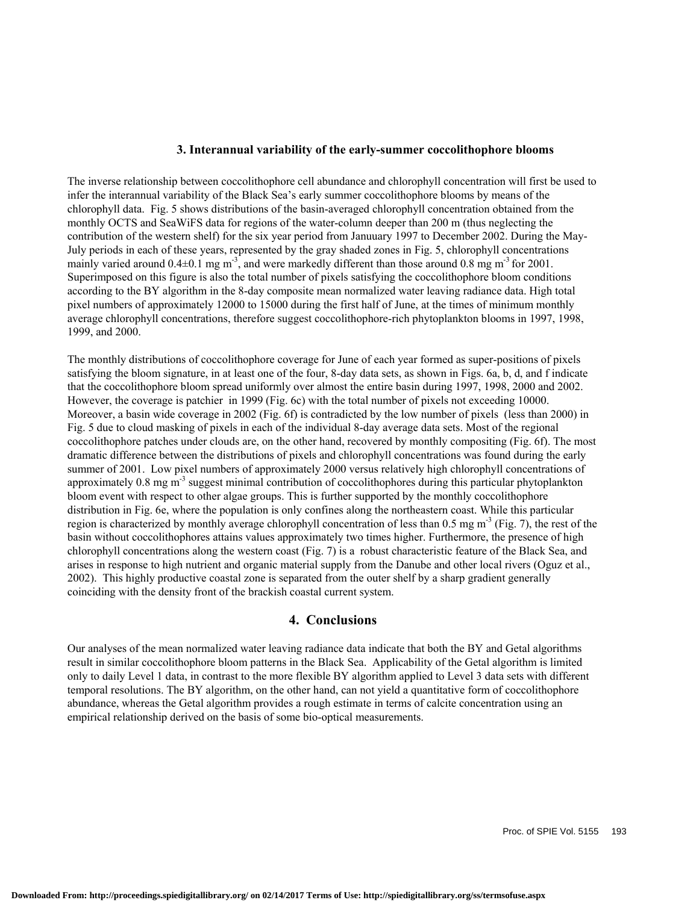## 3. Interannual variability of the early-summer coccolithophore blooms

The inverse relationship between coccolithophore cell abundance and chlorophyll concentration will first be used to infer the interannual variability of the Black Sea's early summer coccolithophore blooms by means of the chlorophyll data. Fig. 5 shows distributions of the basin-averaged chlorophyll concentration obtained from the monthly OCTS and SeaWiFS data for regions of the water-column deeper than 200 m (thus neglecting the contribution of the western shelf) for the six year period from Januuary 1997 to December 2002. During the May-July periods in each of these years, represented by the gray shaded zones in Fig. 5, chlorophyll concentrations mainly varied around 0.4±0.1 mg $m^{-3}$, and were markedly different than those around 0.8 mg $m^{-3}$ for 2001. Superimposed on this figure is also the total number of pixels satisfying the coccolithophore bloom conditions according to the BY algorithm in the 8-day composite mean normalized water leaving radiance data. High total pixel numbers of approximately 12000 to 15000 during the first half of June, at the times of minimum monthly average chlorophyll concentrations, therefore suggest coccolithophore-rich phytoplankton blooms in 1997, 1998, 1999, and 2000.

The monthly distributions of coccolithophore coverage for June of each year formed as super-positions of pixels satisfying the bloom signature, in at least one of the four, 8-day data sets, as shown in Figs. 6a, b, d, and f indicate that the coccolithophore bloom spread uniformly over almost the entire basin during 1997, 1998, 2000 and 2002. However, the coverage is patchier in 1999 (Fig. 6c) with the total number of pixels not exceeding 10000. Moreover, a basin wide coverage in 2002 (Fig. 6f) is contradicted by the low number of pixels (less than 2000) in Fig. 5 due to cloud masking of pixels in each of the individual 8-day average data sets. Most of the regional coccolithophore patches under clouds are, on the other hand, recovered by monthly compositing (Fig. 6f). The most dramatic difference between the distributions of pixels and chlorophyll concentrations was found during the early summer of 2001. Low pixel numbers of approximately 2000 versus relatively high chlorophyll concentrations of approximately 0.8 mg $m^{-3}$ suggest minimal contribution of coccolithophores during this particular phytoplankton bloom event with respect to other algae groups. This is further supported by the monthly coccolithophore distribution in Fig. 6e, where the population is only confines along the northeastern coast. While this particular region is characterized by monthly average chlorophyll concentration of less than 0.5 mg $m^{-3}$ (Fig. 7), the rest of the basin without coccolithophores attains values approximately two times higher. Furthermore, the presence of high chlorophyll concentrations along the western coast (Fig. 7) is a robust characteristic feature of the Black Sea, and arises in response to high nutrient and organic material supply from the Danube and other local rivers (Oguz et al., 2002). This highly productive coastal zone is separated from the outer shelf by a sharp gradient generally coinciding with the density front of the brackish coastal current system.

## 4. Conclusions

Our analyses of the mean normalized water leaving radiance data indicate that both the BY and Getal algorithms result in similar coccolithophore bloom patterns in the Black Sea. Applicability of the Getal algorithm is limited only to daily Level 1 data, in contrast to the more flexible BY algorithm applied to Level 3 data sets with different temporal resolutions. The BY algorithm, on the other hand, can not yield a quantitative form of coccolithophore abundance, whereas the Getal algorithm provides a rough estimate in terms of calcite concentration using an empirical relationship derived on the basis of some bio-optical measurements.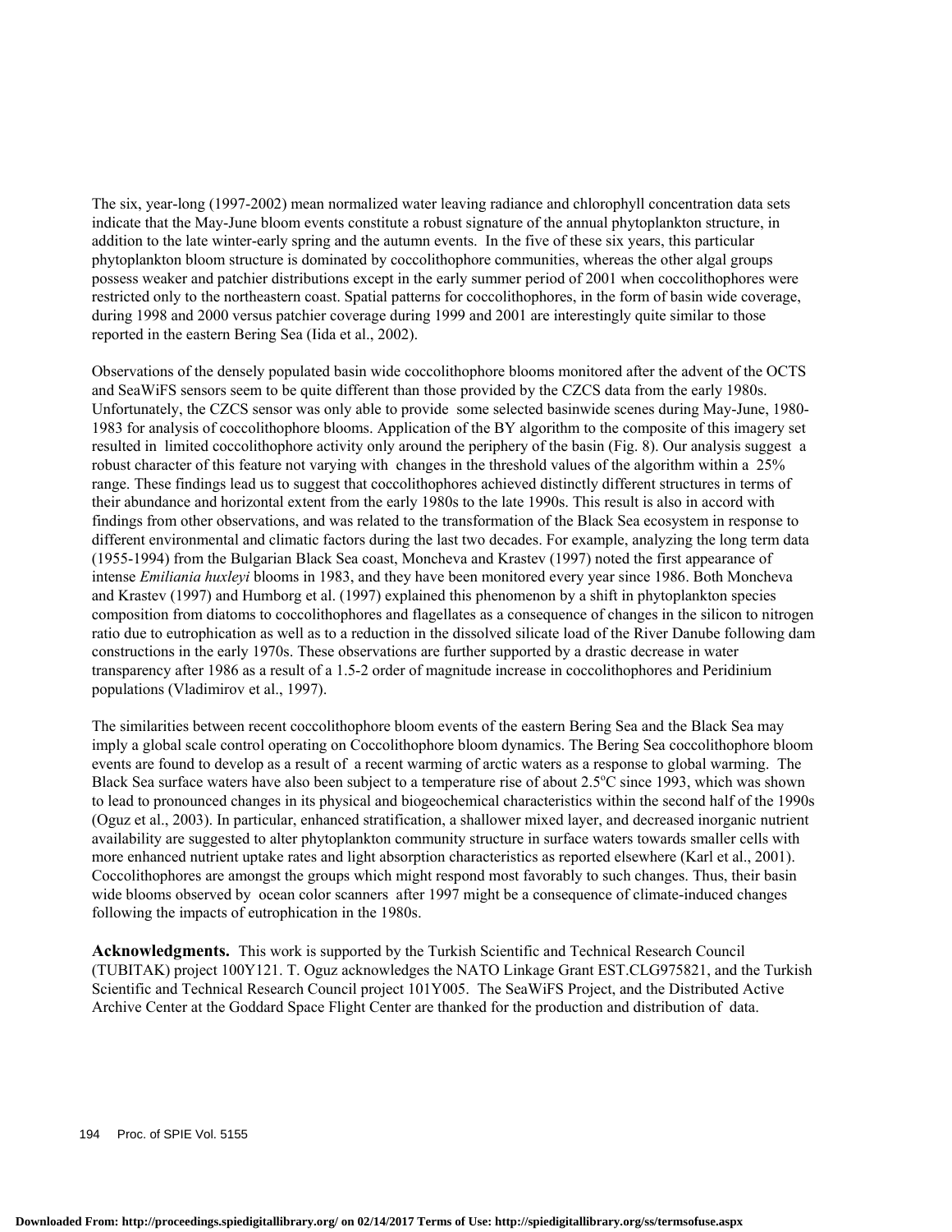The six, year-long (1997-2002) mean normalized water leaving radiance and chlorophyll concentration data sets indicate that the May-June bloom events constitute a robust signature of the annual phytoplankton structure, in addition to the late winter-early spring and the autumn events. In the five of these six years, this particular phytoplankton bloom structure is dominated by coccolithophore communities, whereas the other algal groups possess weaker and patchier distributions except in the early summer period of 2001 when coccolithophores were restricted only to the northeastern coast. Spatial patterns for coccolithophores, in the form of basin wide coverage, during 1998 and 2000 versus patchier coverage during 1999 and 2001 are interestingly quite similar to those reported in the eastern Bering Sea (Iida et al., 2002).

Observations of the densely populated basin wide coccolithophore blooms monitored after the advent of the OCTS and SeaWiFS sensors seem to be quite different than those provided by the CZCS data from the early 1980s. Unfortunately, the CZCS sensor was only able to provide some selected basinwide scenes during May-June, 1980-1983 for analysis of coccolithophore blooms. Application of the BY algorithm to the composite of this imagery set resulted in limited coccolithophore activity only around the periphery of the basin (Fig. 8). Our analysis suggest a robust character of this feature not varying with changes in the threshold values of the algorithm within a 25% range. These findings lead us to suggest that coccolithophores achieved distinctly different structures in terms of their abundance and horizontal extent from the early 1980s to the late 1990s. This result is also in accord with findings from other observations, and was related to the transformation of the Black Sea ecosystem in response to different environmental and climatic factors during the last two decades. For example, analyzing the long term data (1955-1994) from the Bulgarian Black Sea coast, Moncheva and Krastev (1997) noted the first appearance of intense *Emiliania huxleyi* blooms in 1983, and they have been monitored every year since 1986. Both Moncheva and Krastev (1997) and Humborg et al. (1997) explained this phenomenon by a shift in phytoplankton species composition from diatoms to coccolithophores and flagellates as a consequence of changes in the silicon to nitrogen ratio due to eutrophication as well as to a reduction in the dissolved silicate load of the River Danube following dam constructions in the early 1970s. These observations are further supported by a drastic decrease in water transparency after 1986 as a result of a 1.5-2 order of magnitude increase in coccolithophores and Peridinium populations (Vladimirov et al., 1997).

The similarities between recent coccolithophore bloom events of the eastern Bering Sea and the Black Sea may imply a global scale control operating on Coccolithophore bloom dynamics. The Bering Sea coccolithophore bloom events are found to develop as a result of a recent warming of arctic waters as a response to global warming. The Black Sea surface waters have also been subject to a temperature rise of about 2.5°C since 1993, which was shown to lead to pronounced changes in its physical and biogeochemical characteristics within the second half of the 1990s (Oguz et al., 2003). In particular, enhanced stratification, a shallower mixed layer, and decreased inorganic nutrient availability are suggested to alter phytoplankton community structure in surface waters towards smaller cells with more enhanced nutrient uptake rates and light absorption characteristics as reported elsewhere (Karl et al., 2001). Coccolithophores are amongst the groups which might respond most favorably to such changes. Thus, their basin wide blooms observed by ocean color scanners after 1997 might be a consequence of climate-induced changes following the impacts of eutrophication in the 1980s.

**Acknowledgments.** This work is supported by the Turkish Scientific and Technical Research Council (TUBITAK) project 100Y121. T. Oguz acknowledges the NATO Linkage Grant EST.CLG975821, and the Turkish Scientific and Technical Research Council project 101Y005. The SeaWiFS Project, and the Distributed Active Archive Center at the Goddard Space Flight Center are thanked for the production and distribution of data.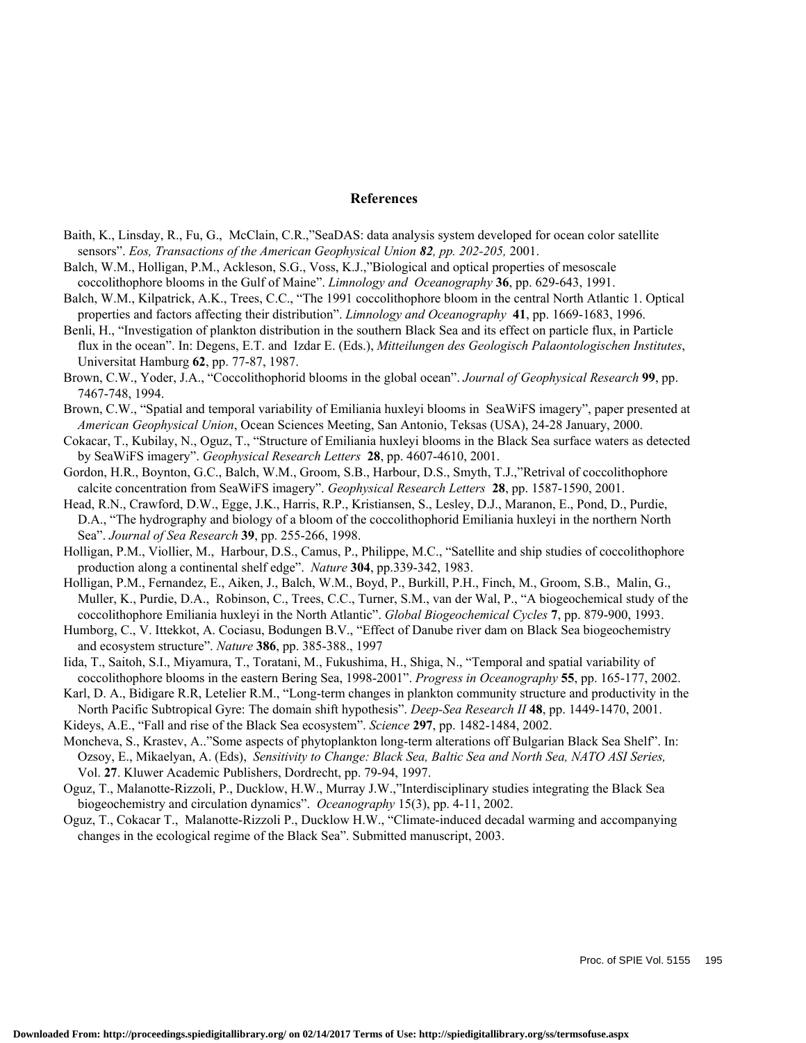## References

Baith, K., Linsday, R., Fu, G., McClain, C.R.,"SeaDAS: data analysis system developed for ocean color satellite sensors". *Eos, Transactions of the American Geophysical Union* ***82****, pp. 202-205,* 2001.

Balch, W.M., Holligan, P.M., Ackleson, S.G., Voss, K.J.,"Biological and optical properties of mesoscale coccolithophore blooms in the Gulf of Maine". *Limnology and Oceanography* **36**, pp. 629-643, 1991.

Balch, W.M., Kilpatrick, A.K., Trees, C.C., "The 1991 coccolithophore bloom in the central North Atlantic 1. Optical properties and factors affecting their distribution". *Limnology and Oceanography* **41**, pp. 1669-1683, 1996.

Benli, H., "Investigation of plankton distribution in the southern Black Sea and its effect on particle flux, in Particle flux in the ocean". In: Degens, E.T. and Izdar E. (Eds.), *Mitteilungen des Geologisch Palaontologischen Institutes*, Universitat Hamburg **62**, pp. 77-87, 1987.

Brown, C.W., Yoder, J.A., "Coccolithophorid blooms in the global ocean". *Journal of Geophysical Research* **99**, pp. 7467-748, 1994.

Brown, C.W., "Spatial and temporal variability of Emiliania huxleyi blooms in SeaWiFS imagery", paper presented at *American Geophysical Union*, Ocean Sciences Meeting, San Antonio, Teksas (USA), 24-28 January, 2000.

Cokacar, T., Kubilay, N., Oguz, T., "Structure of Emiliania huxleyi blooms in the Black Sea surface waters as detected by SeaWiFS imagery". *Geophysical Research Letters* **28**, pp. 4607-4610, 2001.

Gordon, H.R., Boynton, G.C., Balch, W.M., Groom, S.B., Harbour, D.S., Smyth, T.J.,"Retrival of coccolithophore calcite concentration from SeaWiFS imagery". *Geophysical Research Letters* **28**, pp. 1587-1590, 2001.

Head, R.N., Crawford, D.W., Egge, J.K., Harris, R.P., Kristiansen, S., Lesley, D.J., Maranon, E., Pond, D., Purdie, D.A., "The hydrography and biology of a bloom of the coccolithophorid Emiliania huxleyi in the northern North Sea". *Journal of Sea Research* **39**, pp. 255-266, 1998.

Holligan, P.M., Viollier, M., Harbour, D.S., Camus, P., Philippe, M.C., "Satellite and ship studies of coccolithophore production along a continental shelf edge". *Nature* **304**, pp.339-342, 1983.

Holligan, P.M., Fernandez, E., Aiken, J., Balch, W.M., Boyd, P., Burkill, P.H., Finch, M., Groom, S.B., Malin, G., Muller, K., Purdie, D.A., Robinson, C., Trees, C.C., Turner, S.M., van der Wal, P., "A biogeochemical study of the coccolithophore Emiliania huxleyi in the North Atlantic". *Global Biogeochemical Cycles* **7**, pp. 879-900, 1993.

Humborg, C., V. Ittekkot, A. Cociasu, Bodungen B.V., "Effect of Danube river dam on Black Sea biogeochemistry and ecosystem structure". *Nature* **386**, pp. 385-388., 1997

Iida, T., Saitoh, S.I., Miyamura, T., Toratani, M., Fukushima, H., Shiga, N., "Temporal and spatial variability of coccolithophore blooms in the eastern Bering Sea, 1998-2001". *Progress in Oceanography* **55**, pp. 165-177, 2002.

Karl, D. A., Bidigare R.R, Letelier R.M., "Long-term changes in plankton community structure and productivity in the North Pacific Subtropical Gyre: The domain shift hypothesis". *Deep-Sea Research II* **48**, pp. 1449-1470, 2001.

Kideys, A.E., "Fall and rise of the Black Sea ecosystem". *Science* **297**, pp. 1482-1484, 2002.

Moncheva, S., Krastev, A.."Some aspects of phytoplankton long-term alterations off Bulgarian Black Sea Shelf". In: Ozsoy, E., Mikaelyan, A. (Eds), *Sensitivity to Change: Black Sea, Baltic Sea and North Sea, NATO ASI Series,* Vol. **27**. Kluwer Academic Publishers, Dordrecht, pp. 79-94, 1997.

Oguz, T., Malanotte-Rizzoli, P., Ducklow, H.W., Murray J.W.,"Interdisciplinary studies integrating the Black Sea biogeochemistry and circulation dynamics". *Oceanography* 15(3), pp. 4-11, 2002.

Oguz, T., Cokacar T., Malanotte-Rizzoli P., Ducklow H.W., "Climate-induced decadal warming and accompanying changes in the ecological regime of the Black Sea". Submitted manuscript, 2003.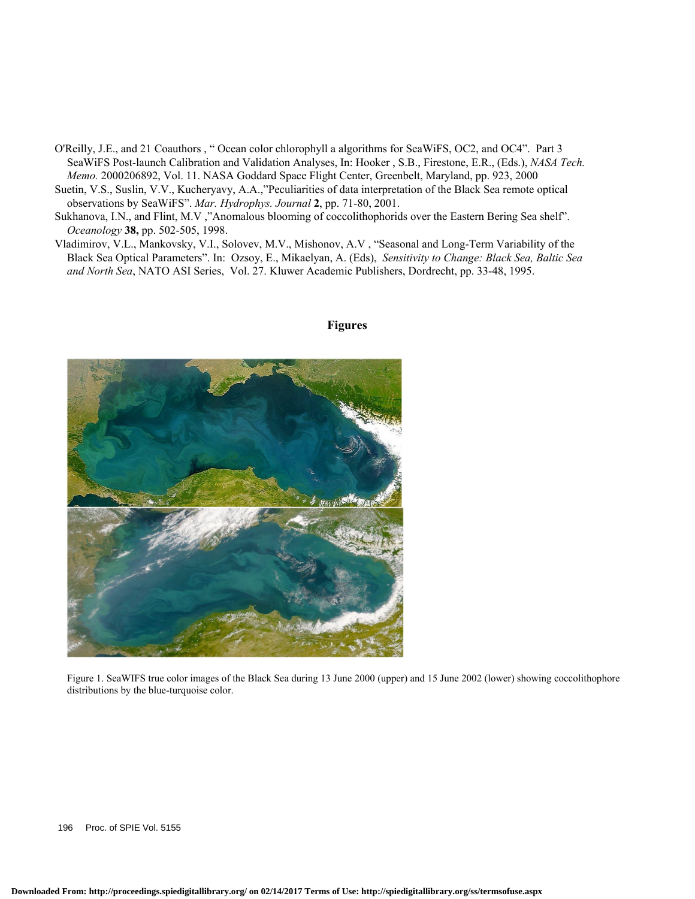O'Reilly, J.E., and 21 Coauthors , " Ocean color chlorophyll a algorithms for SeaWiFS, OC2, and OC4". Part 3 SeaWiFS Post-launch Calibration and Validation Analyses, In: Hooker , S.B., Firestone, E.R., (Eds.), *NASA Tech. Memo.* 2000206892, Vol. 11. NASA Goddard Space Flight Center, Greenbelt, Maryland, pp. 923, 2000

Suetin, V.S., Suslin, V.V., Kucheryavy, A.A.,"Peculiarities of data interpretation of the Black Sea remote optical observations by SeaWiFS". *Mar. Hydrophys. Journal* **2**, pp. 71-80, 2001.

Sukhanova, I.N., and Flint, M.V ,"Anomalous blooming of coccolithophorids over the Eastern Bering Sea shelf". *Oceanology* **38,** pp. 502-505, 1998.

Vladimirov, V.L., Mankovsky, V.I., Solovev, M.V., Mishonov, A.V , "Seasonal and Long-Term Variability of the Black Sea Optical Parameters". In: Ozsoy, E., Mikaelyan, A. (Eds), *Sensitivity to Change: Black Sea, Baltic Sea and North Sea*, NATO ASI Series, Vol. 27. Kluwer Academic Publishers, Dordrecht, pp. 33-48, 1995.

## Figures

Figure 1. SeaWIFS true color images of the Black Sea during 13 June 2000 (upper) and 15 June 2002 (lower) showing coccolithophore distributions by the blue-turquoise color.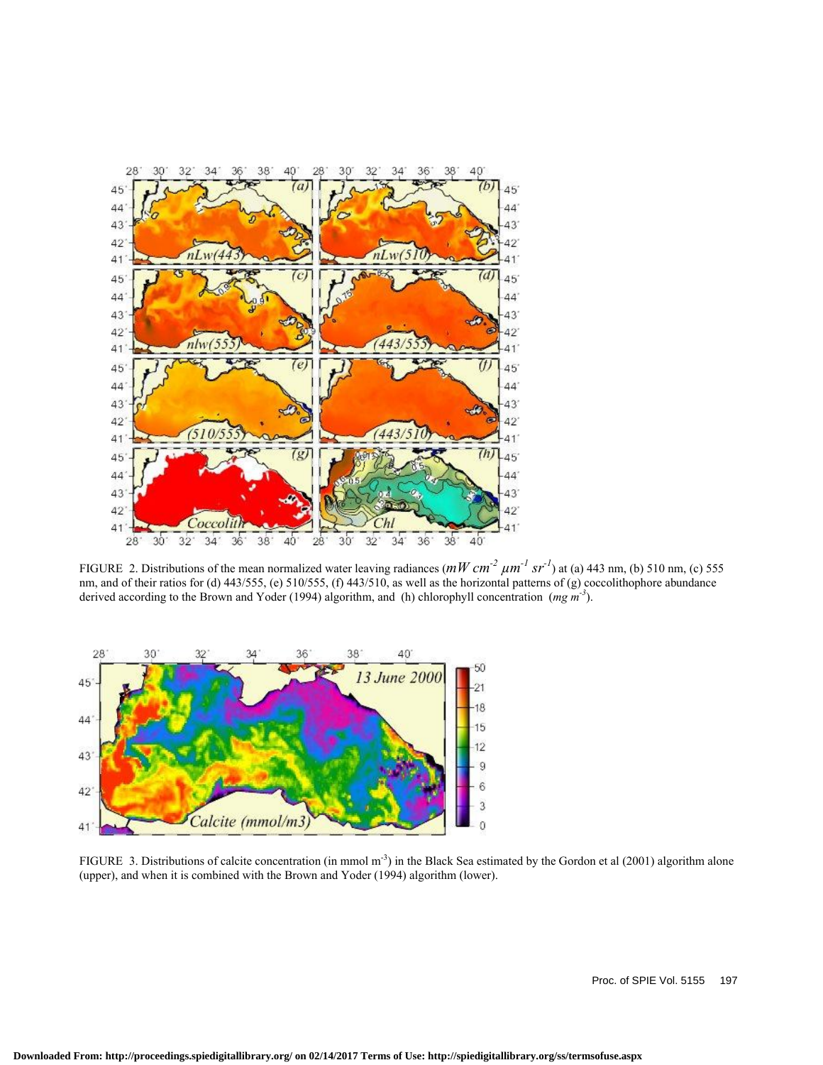FIGURE 2. Distributions of the mean normalized water leaving radiances ($mW\ cm^{-2}\ \mu m^{-1}\ sr^{-1}$) at (a) 443 nm, (b) 510 nm, (c) 555 nm, and of their ratios for (d) 443/555, (e) 510/555, (f) 443/510, as well as the horizontal patterns of (g) coccolithophore abundance derived according to the Brown and Yoder (1994) algorithm, and (h) chlorophyll concentration ($mg\ m^{-3}$).

FIGURE 3. Distributions of calcite concentration (in mmol $m^{-3}$) in the Black Sea estimated by the Gordon et al (2001) algorithm alone (upper), and when it is combined with the Brown and Yoder (1994) algorithm (lower).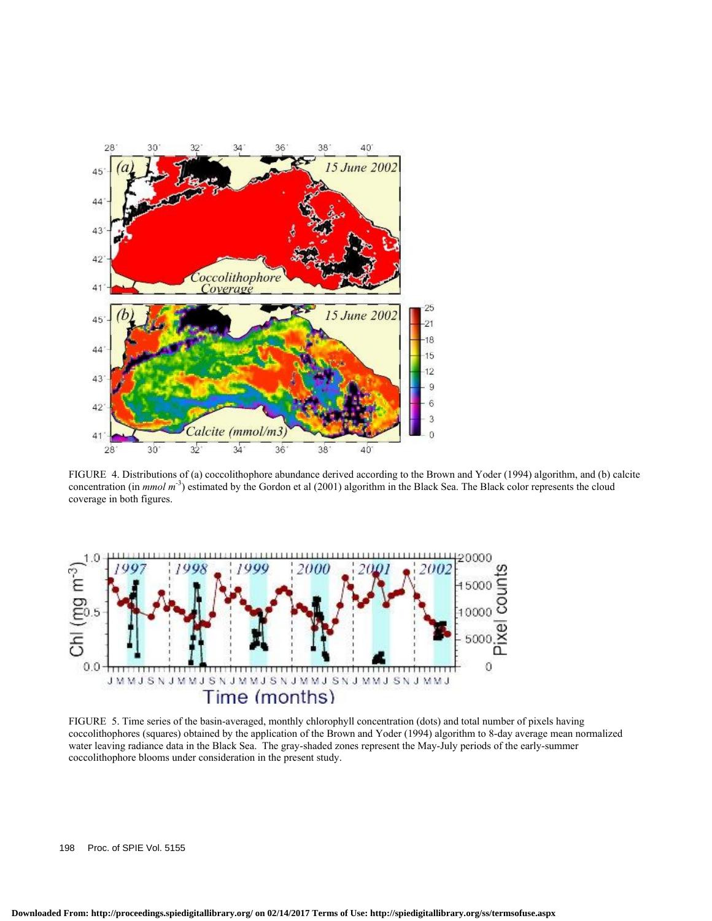FIGURE 4. Distributions of (a) coccolithophore abundance derived according to the Brown and Yoder (1994) algorithm, and (b) calcite concentration (in *mmol m*$^{-3}$) estimated by the Gordon et al (2001) algorithm in the Black Sea. The Black color represents the cloud coverage in both figures.

FIGURE 5. Time series of the basin-averaged, monthly chlorophyll concentration (dots) and total number of pixels having coccolithophores (squares) obtained by the application of the Brown and Yoder (1994) algorithm to 8-day average mean normalized water leaving radiance data in the Black Sea. The gray-shaded zones represent the May-July periods of the early-summer coccolithophore blooms under consideration in the present study.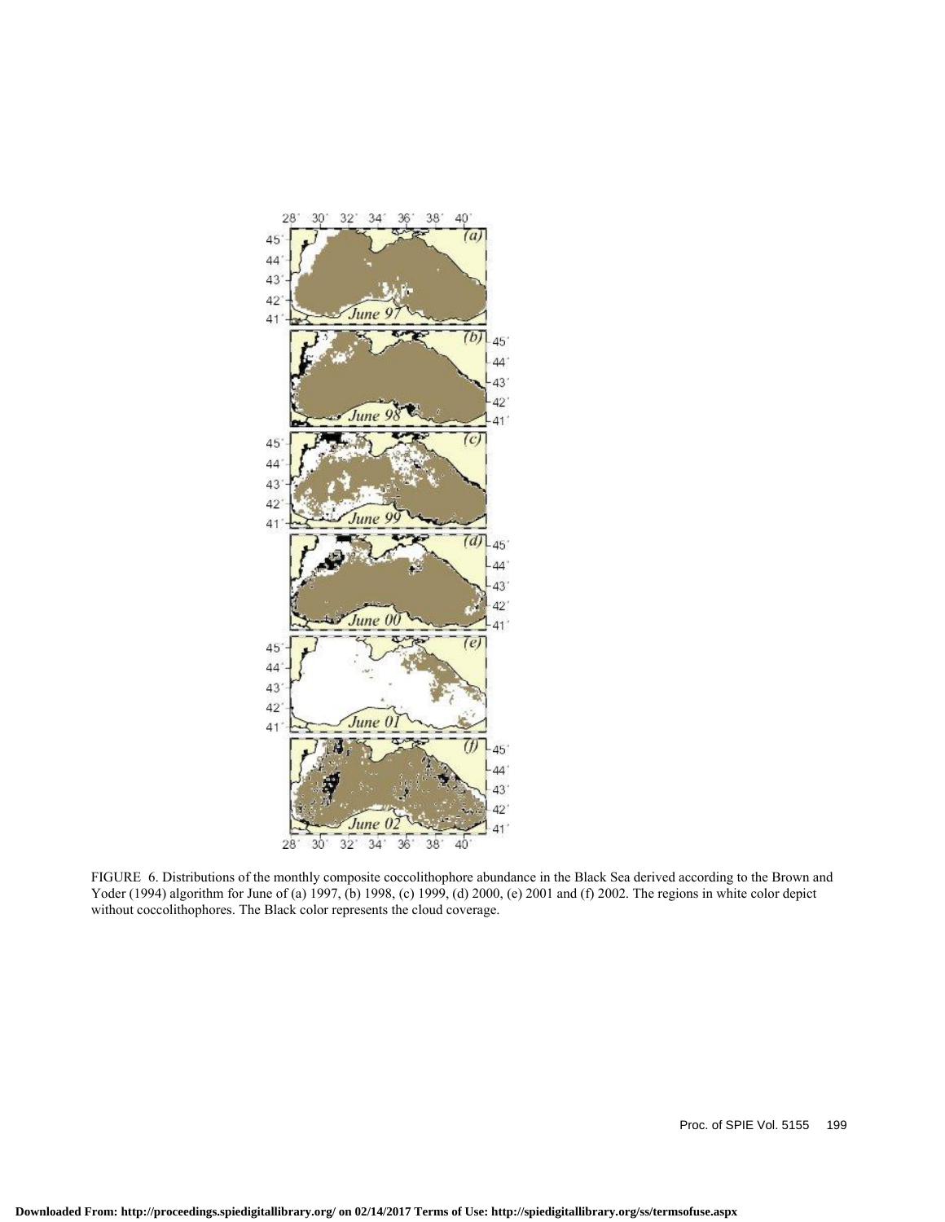FIGURE 6. Distributions of the monthly composite coccolithophore abundance in the Black Sea derived according to the Brown and Yoder (1994) algorithm for June of (a) 1997, (b) 1998, (c) 1999, (d) 2000, (e) 2001 and (f) 2002. The regions in white color depict without coccolithophores. The Black color represents the cloud coverage.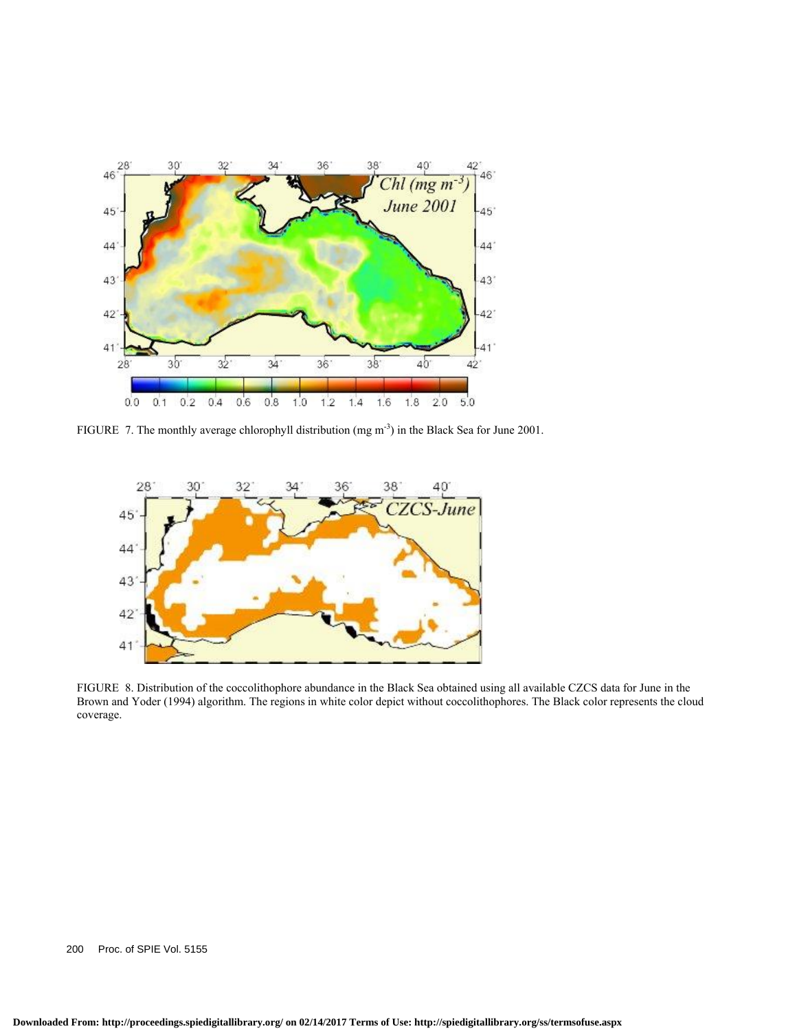Chl (mg m-3)
June 2001

28° 30° 32° 34° 36° 38° 40° 42°

46° 45° 44° 43° 42° 41°

0.0 0.1 0.2 0.4 0.6 0.8 1.0 1.2 1.4 1.6 1.8 2.0 5.0

FIGURE 7. The monthly average chlorophyll distribution (mg $m^{-3}$) in the Black Sea for June 2001.

CZCS-June

28° 30° 32° 34° 36° 38° 40°

45° 44° 43° 42° 41°

FIGURE 8. Distribution of the coccolithophore abundance in the Black Sea obtained using all available CZCS data for June in the Brown and Yoder (1994) algorithm. The regions in white color depict without coccolithophores. The Black color represents the cloud coverage.